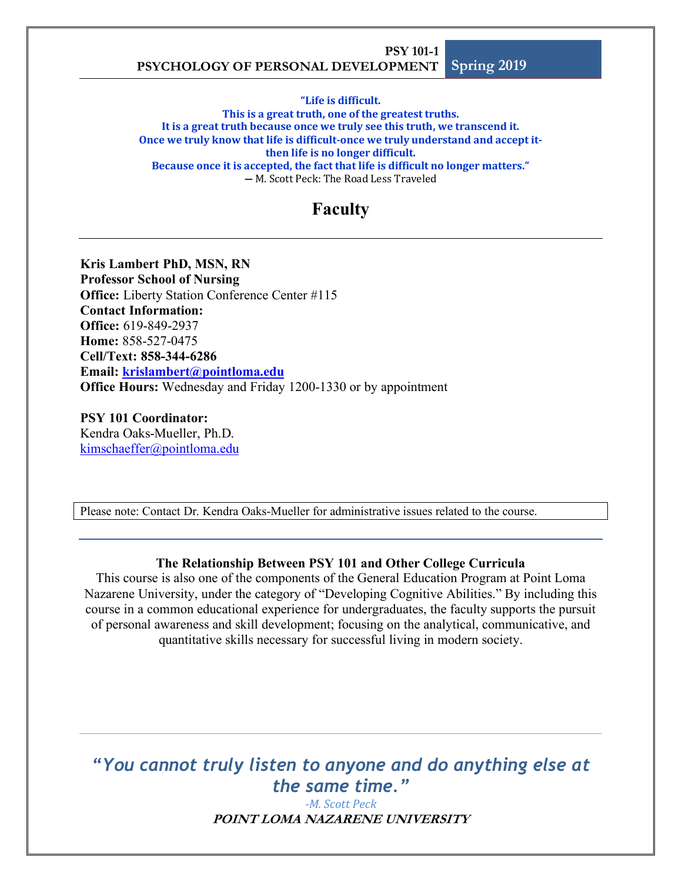**PSY 101-1**
**PSYCHOLOGY OF PERSONAL DEVELOPMENT** **Spring 2019**

**"Life is difficult.**
**This is a great truth, one of the greatest truths.**
**It is a great truth because once we truly see this truth, we transcend it.**
**Once we truly know that life is difficult-once we truly understand and accept it-then life is no longer difficult.**
**Because once it is accepted, the fact that life is difficult no longer matters."**
― M. Scott Peck: The Road Less Traveled

# Faculty

**Kris Lambert PhD, MSN, RN**
**Professor School of Nursing**
**Office:** Liberty Station Conference Center #115
**Contact Information:**
**Office:** 619-849-2937
**Home:** 858-527-0475
**Cell/Text: 858-344-6286**
**Email: krislambert@pointloma.edu**
**Office Hours:** Wednesday and Friday 1200-1330 or by appointment

**PSY 101 Coordinator:**
Kendra Oaks-Mueller, Ph.D.
kimschaeffer@pointloma.edu

Please note: Contact Dr. Kendra Oaks-Mueller for administrative issues related to the course.

### The Relationship Between PSY 101 and Other College Curricula

This course is also one of the components of the General Education Program at Point Loma Nazarene University, under the category of "Developing Cognitive Abilities." By including this course in a common educational experience for undergraduates, the faculty supports the pursuit of personal awareness and skill development; focusing on the analytical, communicative, and quantitative skills necessary for successful living in modern society.

***"You cannot truly listen to anyone and do anything else at the same time."***

*-M. Scott Peck*

***POINT LOMA NAZARENE UNIVERSITY***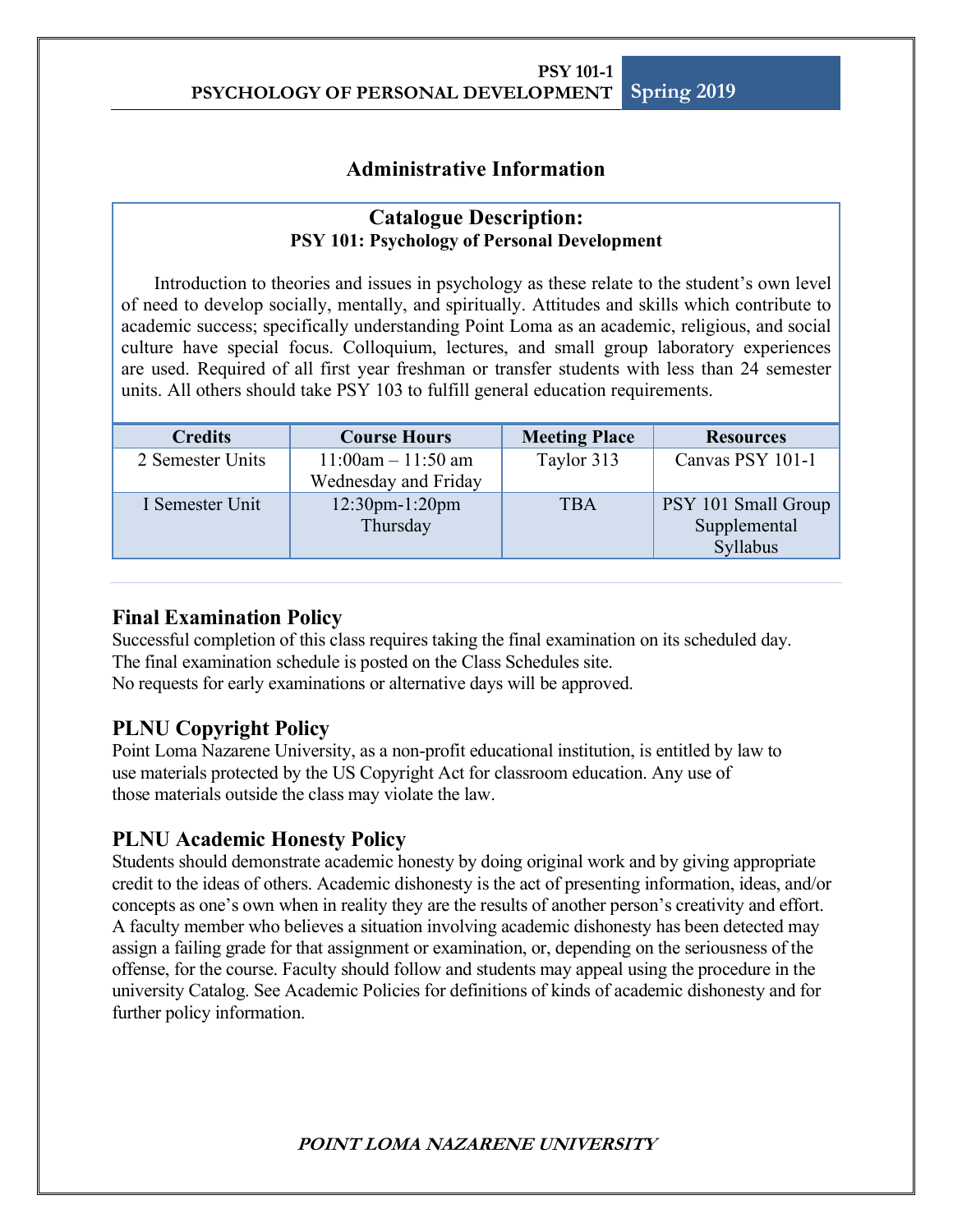## Administrative Information

### Catalogue Description:

**PSY 101: Psychology of Personal Development**

Introduction to theories and issues in psychology as these relate to the student's own level of need to develop socially, mentally, and spiritually. Attitudes and skills which contribute to academic success; specifically understanding Point Loma as an academic, religious, and social culture have special focus. Colloquium, lectures, and small group laboratory experiences are used. Required of all first year freshman or transfer students with less than 24 semester units. All others should take PSY 103 to fulfill general education requirements.

| Credits | Course Hours | Meeting Place | Resources |
|---|---|---|---|
| 2 Semester Units | 11:00am – 11:50 am Wednesday and Friday | Taylor 313 | Canvas PSY 101-1 |
| I Semester Unit | 12:30pm-1:20pm Thursday | TBA | PSY 101 Small Group Supplemental Syllabus |

### Final Examination Policy

Successful completion of this class requires taking the final examination on its scheduled day. The final examination schedule is posted on the Class Schedules site.
No requests for early examinations or alternative days will be approved.

### PLNU Copyright Policy

Point Loma Nazarene University, as a non-profit educational institution, is entitled by law to use materials protected by the US Copyright Act for classroom education. Any use of those materials outside the class may violate the law.

### PLNU Academic Honesty Policy

Students should demonstrate academic honesty by doing original work and by giving appropriate credit to the ideas of others. Academic dishonesty is the act of presenting information, ideas, and/or concepts as one's own when in reality they are the results of another person's creativity and effort. A faculty member who believes a situation involving academic dishonesty has been detected may assign a failing grade for that assignment or examination, or, depending on the seriousness of the offense, for the course. Faculty should follow and students may appeal using the procedure in the university Catalog. See Academic Policies for definitions of kinds of academic dishonesty and for further policy information.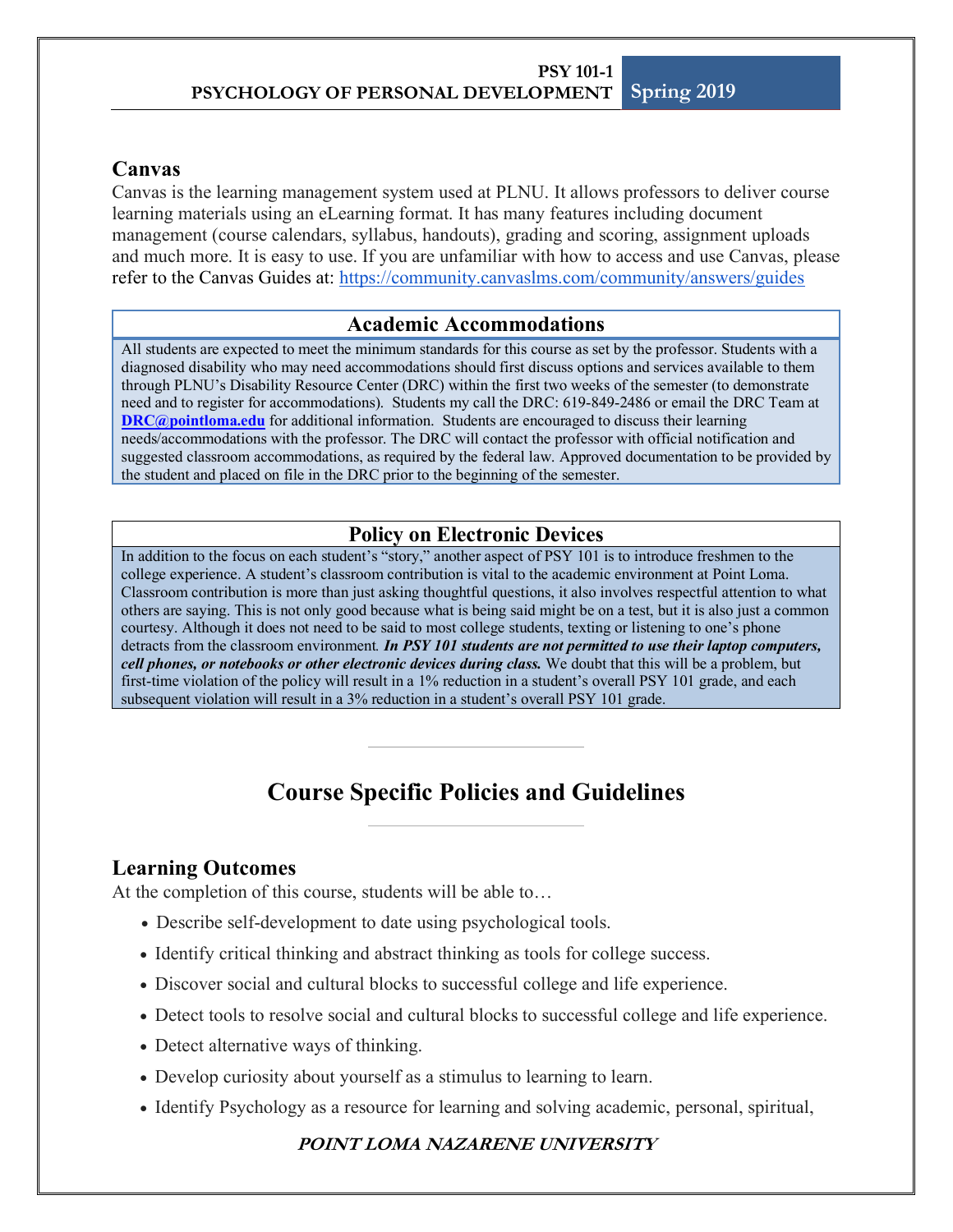## Canvas

Canvas is the learning management system used at PLNU. It allows professors to deliver course learning materials using an eLearning format. It has many features including document management (course calendars, syllabus, handouts), grading and scoring, assignment uploads and much more. It is easy to use. If you are unfamiliar with how to access and use Canvas, please refer to the Canvas Guides at: https://community.canvaslms.com/community/answers/guides

### Academic Accommodations

All students are expected to meet the minimum standards for this course as set by the professor. Students with a diagnosed disability who may need accommodations should first discuss options and services available to them through PLNU's Disability Resource Center (DRC) within the first two weeks of the semester (to demonstrate need and to register for accommodations). Students my call the DRC: 619-849-2486 or email the DRC Team at **DRC@pointloma.edu** for additional information. Students are encouraged to discuss their learning needs/accommodations with the professor. The DRC will contact the professor with official notification and suggested classroom accommodations, as required by the federal law. Approved documentation to be provided by the student and placed on file in the DRC prior to the beginning of the semester.

### Policy on Electronic Devices

In addition to the focus on each student's "story," another aspect of PSY 101 is to introduce freshmen to the college experience. A student's classroom contribution is vital to the academic environment at Point Loma. Classroom contribution is more than just asking thoughtful questions, it also involves respectful attention to what others are saying. This is not only good because what is being said might be on a test, but it is also just a common courtesy. Although it does not need to be said to most college students, texting or listening to one's phone detracts from the classroom environment. ***In PSY 101 students are not permitted to use their laptop computers, cell phones, or notebooks or other electronic devices during class.*** We doubt that this will be a problem, but first-time violation of the policy will result in a 1% reduction in a student's overall PSY 101 grade, and each subsequent violation will result in a 3% reduction in a student's overall PSY 101 grade.

# Course Specific Policies and Guidelines

## Learning Outcomes

At the completion of this course, students will be able to…

- Describe self-development to date using psychological tools.
- Identify critical thinking and abstract thinking as tools for college success.
- Discover social and cultural blocks to successful college and life experience.
- Detect tools to resolve social and cultural blocks to successful college and life experience.
- Detect alternative ways of thinking.
- Develop curiosity about yourself as a stimulus to learning to learn.
- Identify Psychology as a resource for learning and solving academic, personal, spiritual,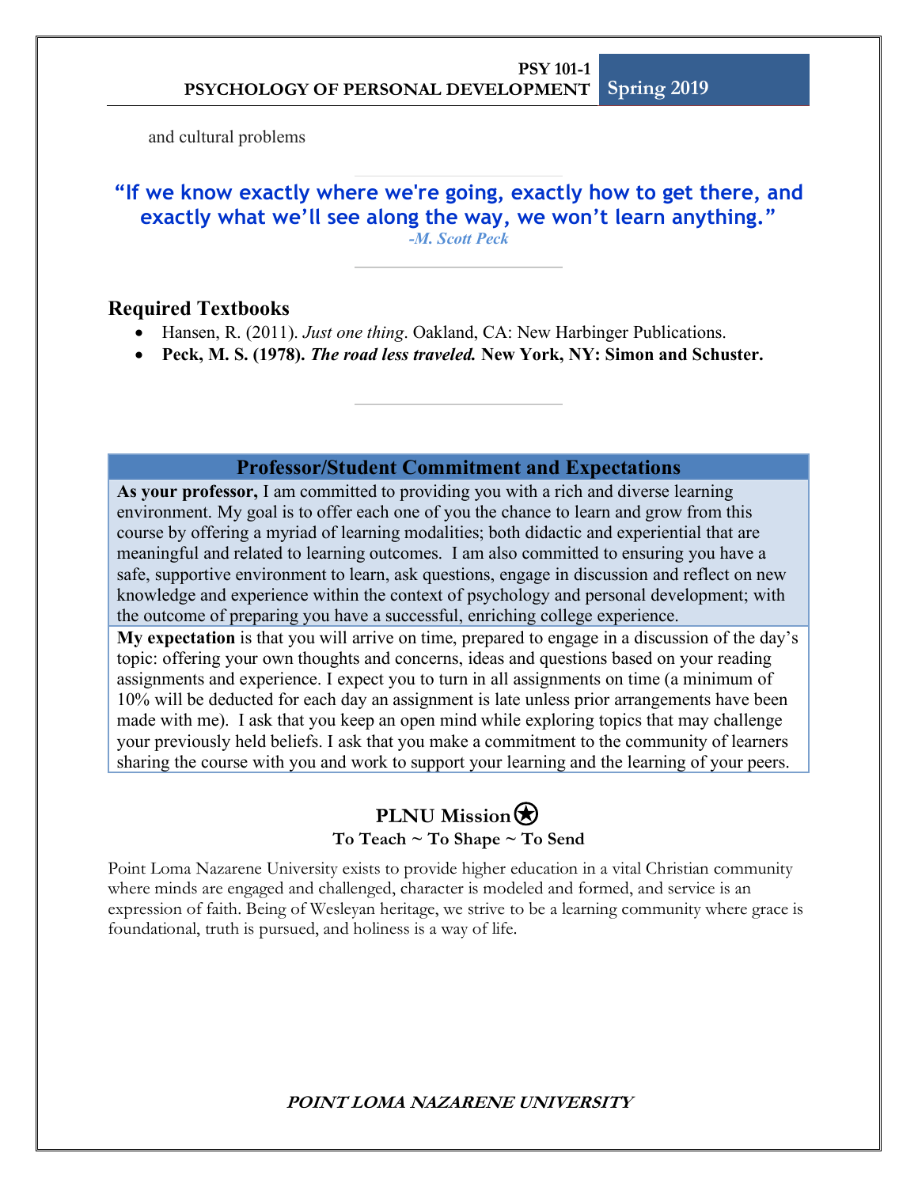and cultural problems

**"If we know exactly where we're going, exactly how to get there, and exactly what we'll see along the way, we won't learn anything."**

*-M. Scott Peck*

## Required Textbooks

- Hansen, R. (2011). *Just one thing*. Oakland, CA: New Harbinger Publications.
- **Peck, M. S. (1978). *The road less traveled.* New York, NY: Simon and Schuster.**

## Professor/Student Commitment and Expectations

**As your professor,** I am committed to providing you with a rich and diverse learning environment. My goal is to offer each one of you the chance to learn and grow from this course by offering a myriad of learning modalities; both didactic and experiential that are meaningful and related to learning outcomes. I am also committed to ensuring you have a safe, supportive environment to learn, ask questions, engage in discussion and reflect on new knowledge and experience within the context of psychology and personal development; with the outcome of preparing you have a successful, enriching college experience.

**My expectation** is that you will arrive on time, prepared to engage in a discussion of the day's topic: offering your own thoughts and concerns, ideas and questions based on your reading assignments and experience. I expect you to turn in all assignments on time (a minimum of 10% will be deducted for each day an assignment is late unless prior arrangements have been made with me). I ask that you keep an open mind while exploring topics that may challenge your previously held beliefs. I ask that you make a commitment to the community of learners sharing the course with you and work to support your learning and the learning of your peers.

## PLNU Mission

**To Teach ~ To Shape ~ To Send**

Point Loma Nazarene University exists to provide higher education in a vital Christian community where minds are engaged and challenged, character is modeled and formed, and service is an expression of faith. Being of Wesleyan heritage, we strive to be a learning community where grace is foundational, truth is pursued, and holiness is a way of life.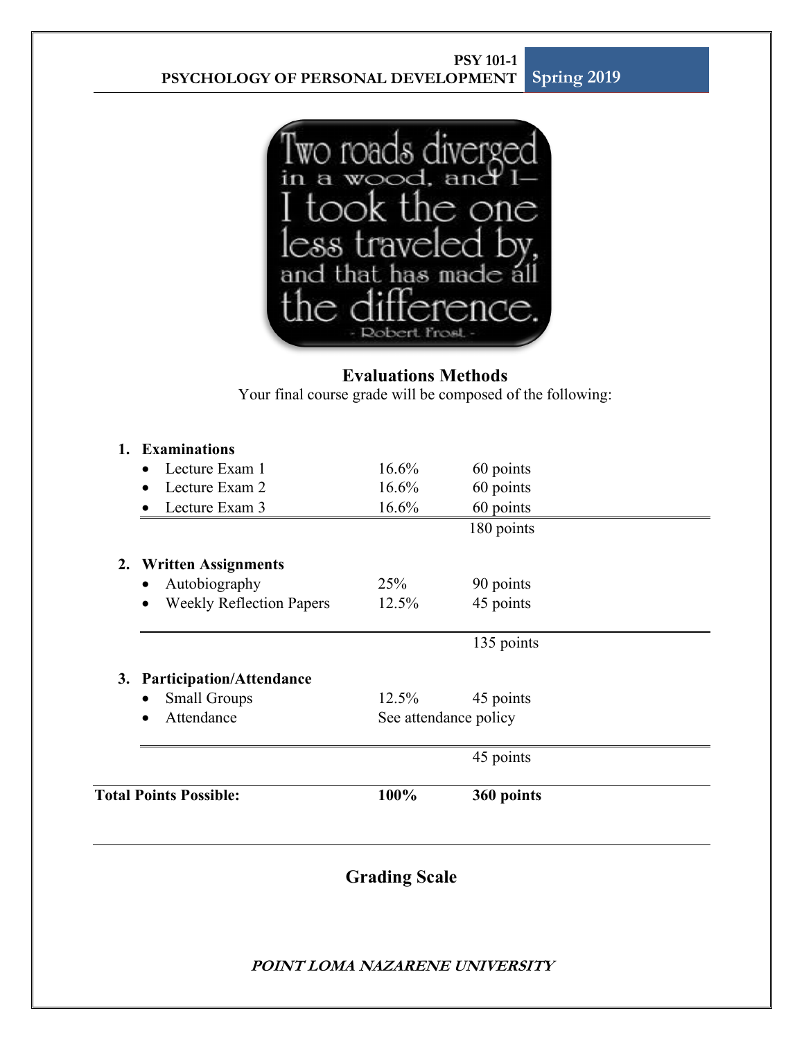### Evaluations Methods

Your final course grade will be composed of the following:

| | | |
|---|---|---|
| **1. Examinations** | | |
| • Lecture Exam 1 | 16.6% | 60 points |
| • Lecture Exam 2 | 16.6% | 60 points |
| • Lecture Exam 3 | 16.6% | 60 points |
| | | 180 points |
| **2. Written Assignments** | | |
| • Autobiography | 25% | 90 points |
| • Weekly Reflection Papers | 12.5% | 45 points |
| | | 135 points |
| **3. Participation/Attendance** | | |
| • Small Groups | 12.5% | 45 points |
| • Attendance | See attendance policy | |
| | | 45 points |
| **Total Points Possible:** | **100%** | **360 points** |

### Grading Scale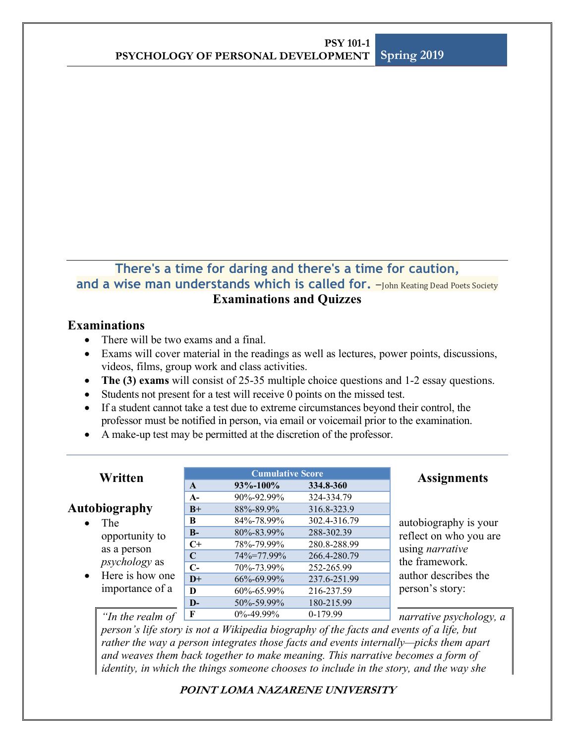There's a time for daring and there's a time for caution, and a wise man understands which is called for. –John Keating Dead Poets Society

## Examinations and Quizzes

### Examinations

- There will be two exams and a final.
- Exams will cover material in the readings as well as lectures, power points, discussions, videos, films, group work and class activities.
- **The (3) exams** will consist of 25-35 multiple choice questions and 1-2 essay questions.
- Students not present for a test will receive 0 points on the missed test.
- If a student cannot take a test due to extreme circumstances beyond their control, the professor must be notified in person, via email or voicemail prior to the examination.
- A make-up test may be permitted at the discretion of the professor.

| Cumulative Score | | |
|---|---|---|
| **A** | **93%-100%** | **334.8-360** |
| **A-** | 90%-92.99% | 324-334.79 |
| **B+** | 88%-89.9% | 316.8-323.9 |
| **B** | 84%-78.99% | 302.4-316.79 |
| **B-** | 80%-83.99% | 288-302.39 |
| **C+** | 78%-79.99% | 280.8-288.99 |
| **C** | 74%=77.99% | 266.4-280.79 |
| **C-** | 70%-73.99% | 252-265.99 |
| **D+** | 66%-69.99% | 237.6-251.99 |
| **D** | 60%-65.99% | 216-237.59 |
| **D-** | 50%-59.99% | 180-215.99 |
| **F** | 0%-49.99% | 0-179.99 |

## Written Assignments

### Autobiography

- The autobiography is your opportunity to reflect on who you are as a person using *narrative psychology* as the framework.
- Here is how one author describes the importance of a person's story:

> *"In the realm of narrative psychology, a person's life story is not a Wikipedia biography of the facts and events of a life, but rather the way a person integrates those facts and events internally—picks them apart and weaves them back together to make meaning. This narrative becomes a form of identity, in which the things someone chooses to include in the story, and the way she*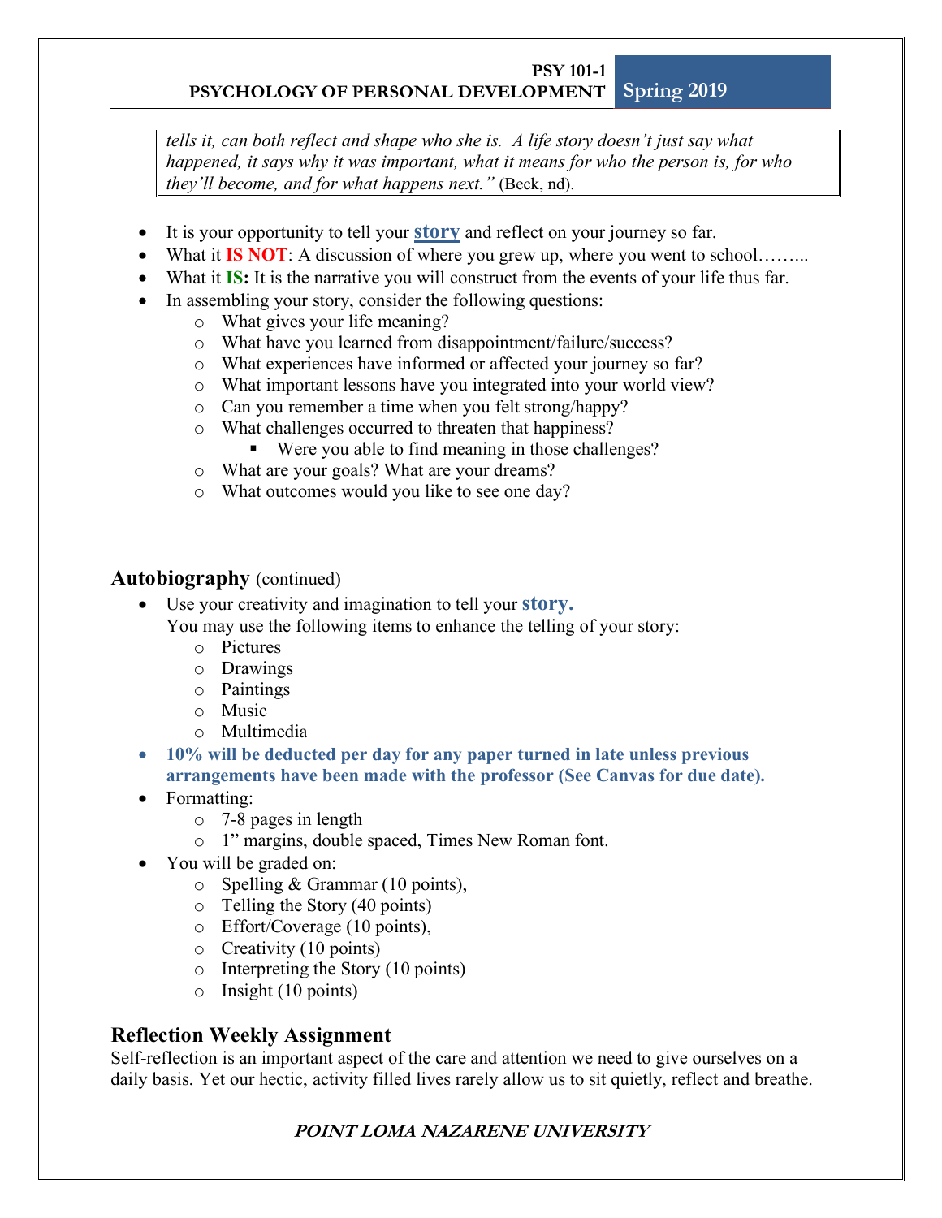> *tells it, can both reflect and shape who she is. A life story doesn't just say what happened, it says why it was important, what it means for who the person is, for who they'll become, and for what happens next."* (Beck, nd).

- It is your opportunity to tell your **story** and reflect on your journey so far.
- What it **IS NOT**: A discussion of where you grew up, where you went to school……..
- What it **IS:** It is the narrative you will construct from the events of your life thus far.
- In assembling your story, consider the following questions:
  - What gives your life meaning?
  - What have you learned from disappointment/failure/success?
  - What experiences have informed or affected your journey so far?
  - What important lessons have you integrated into your world view?
  - Can you remember a time when you felt strong/happy?
  - What challenges occurred to threaten that happiness?
    - Were you able to find meaning in those challenges?
  - What are your goals? What are your dreams?
  - What outcomes would you like to see one day?

## Autobiography (continued)

- Use your creativity and imagination to tell your **story.**
  You may use the following items to enhance the telling of your story:
  - Pictures
  - Drawings
  - Paintings
  - Music
  - Multimedia
- **10% will be deducted per day for any paper turned in late unless previous arrangements have been made with the professor (See Canvas for due date).**
- Formatting:
  - 7-8 pages in length
  - 1" margins, double spaced, Times New Roman font.
- You will be graded on:
  - Spelling & Grammar (10 points),
  - Telling the Story (40 points)
  - Effort/Coverage (10 points),
  - Creativity (10 points)
  - Interpreting the Story (10 points)
  - Insight (10 points)

## Reflection Weekly Assignment

Self-reflection is an important aspect of the care and attention we need to give ourselves on a daily basis. Yet our hectic, activity filled lives rarely allow us to sit quietly, reflect and breathe.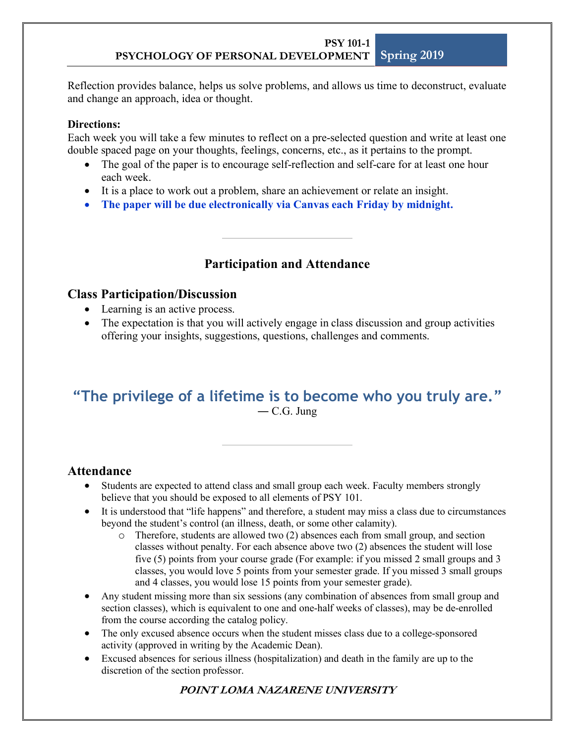Reflection provides balance, helps us solve problems, and allows us time to deconstruct, evaluate and change an approach, idea or thought.

**Directions:**
Each week you will take a few minutes to reflect on a pre-selected question and write at least one double spaced page on your thoughts, feelings, concerns, etc., as it pertains to the prompt.

- The goal of the paper is to encourage self-reflection and self-care for at least one hour each week.
- It is a place to work out a problem, share an achievement or relate an insight.
- **The paper will be due electronically via Canvas each Friday by midnight.**

---

## Participation and Attendance

### Class Participation/Discussion

- Learning is an active process.
- The expectation is that you will actively engage in class discussion and group activities offering your insights, suggestions, questions, challenges and comments.

**"The privilege of a lifetime is to become who you truly are."**
— C.G. Jung

---

### Attendance

- Students are expected to attend class and small group each week. Faculty members strongly believe that you should be exposed to all elements of PSY 101.
- It is understood that "life happens" and therefore, a student may miss a class due to circumstances beyond the student's control (an illness, death, or some other calamity).
  - Therefore, students are allowed two (2) absences each from small group, and section classes without penalty. For each absence above two (2) absences the student will lose five (5) points from your course grade (For example: if you missed 2 small groups and 3 classes, you would love 5 points from your semester grade. If you missed 3 small groups and 4 classes, you would lose 15 points from your semester grade).
- Any student missing more than six sessions (any combination of absences from small group and section classes), which is equivalent to one and one-half weeks of classes), may be de-enrolled from the course according the catalog policy.
- The only excused absence occurs when the student misses class due to a college-sponsored activity (approved in writing by the Academic Dean).
- Excused absences for serious illness (hospitalization) and death in the family are up to the discretion of the section professor.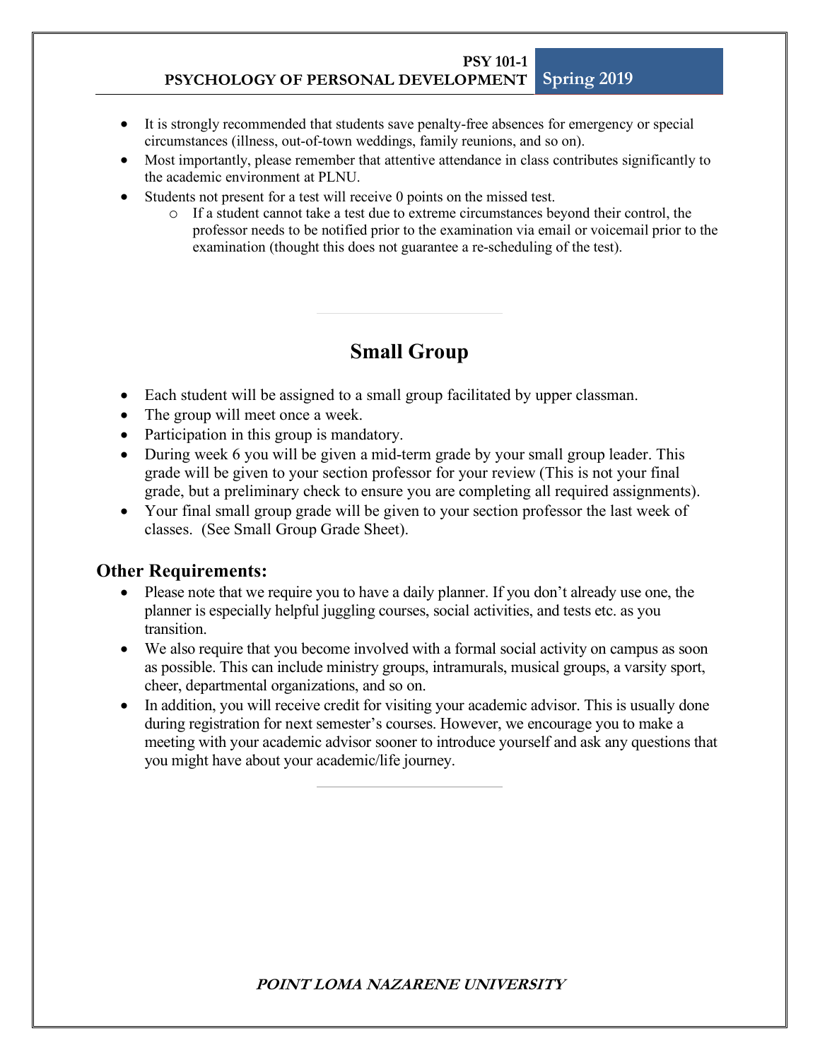- It is strongly recommended that students save penalty-free absences for emergency or special circumstances (illness, out-of-town weddings, family reunions, and so on).
- Most importantly, please remember that attentive attendance in class contributes significantly to the academic environment at PLNU.
- Students not present for a test will receive 0 points on the missed test.
  - If a student cannot take a test due to extreme circumstances beyond their control, the professor needs to be notified prior to the examination via email or voicemail prior to the examination (thought this does not guarantee a re-scheduling of the test).

## Small Group

- Each student will be assigned to a small group facilitated by upper classman.
- The group will meet once a week.
- Participation in this group is mandatory.
- During week 6 you will be given a mid-term grade by your small group leader. This grade will be given to your section professor for your review (This is not your final grade, but a preliminary check to ensure you are completing all required assignments).
- Your final small group grade will be given to your section professor the last week of classes. (See Small Group Grade Sheet).

### Other Requirements:

- Please note that we require you to have a daily planner. If you don't already use one, the planner is especially helpful juggling courses, social activities, and tests etc. as you transition.
- We also require that you become involved with a formal social activity on campus as soon as possible. This can include ministry groups, intramurals, musical groups, a varsity sport, cheer, departmental organizations, and so on.
- In addition, you will receive credit for visiting your academic advisor. This is usually done during registration for next semester's courses. However, we encourage you to make a meeting with your academic advisor sooner to introduce yourself and ask any questions that you might have about your academic/life journey.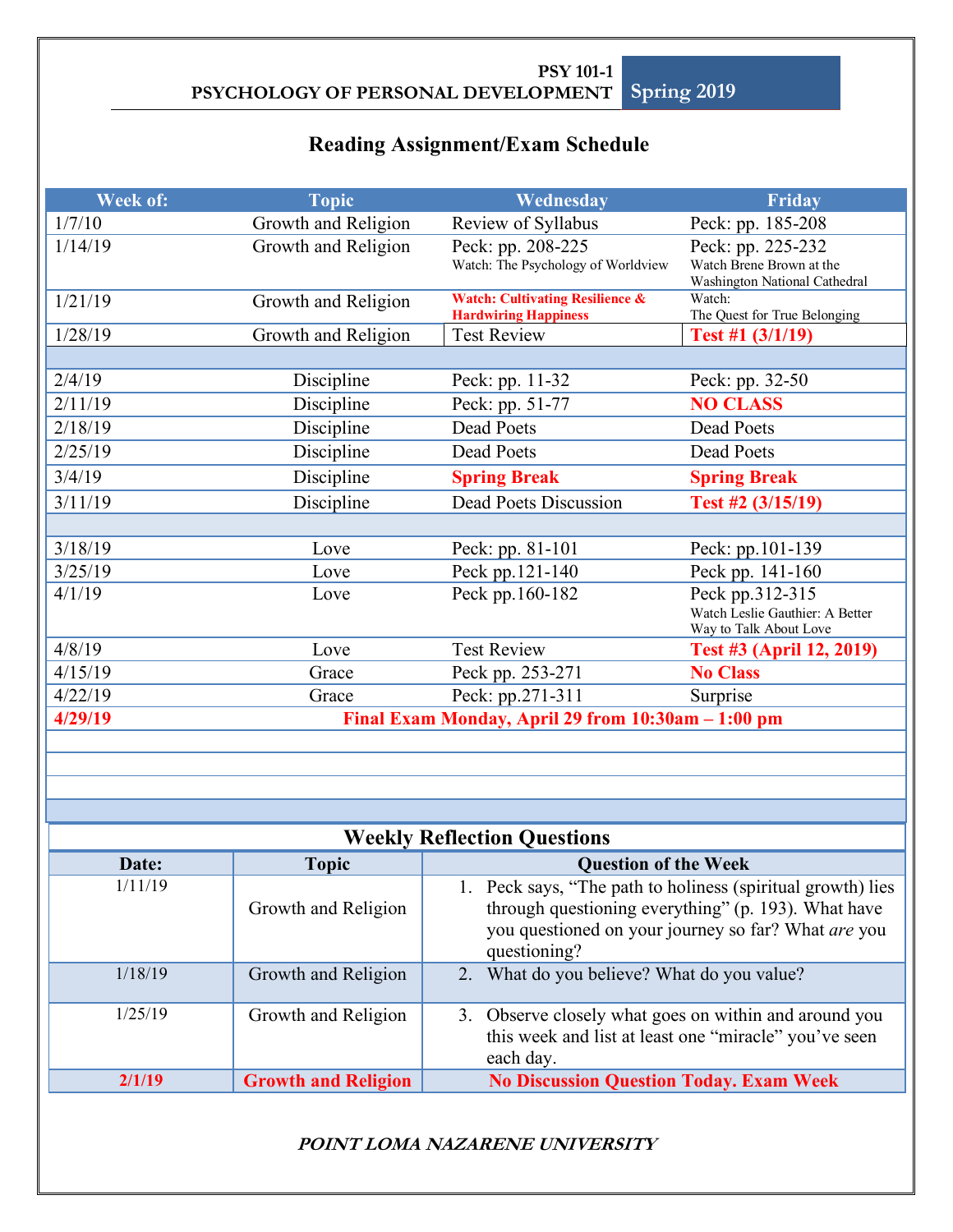**PSY 101-1**
**PSYCHOLOGY OF PERSONAL DEVELOPMENT** Spring 2019

## Reading Assignment/Exam Schedule

| Week of: | Topic | Wednesday | Friday |
|---|---|---|---|
| 1/7/10 | Growth and Religion | Review of Syllabus | Peck: pp. 185-208 |
| 1/14/19 | Growth and Religion | Peck: pp. 208-225<br>Watch: The Psychology of Worldview | Peck: pp. 225-232<br>Watch Brene Brown at the Washington National Cathedral |
| 1/21/19 | Growth and Religion | **Watch: Cultivating Resilience & Hardwiring Happiness** | Watch:<br>The Quest for True Belonging |
| 1/28/19 | Growth and Religion | Test Review | **Test #1 (3/1/19)** |
| | | | |
| 2/4/19 | Discipline | Peck: pp. 11-32 | Peck: pp. 32-50 |
| 2/11/19 | Discipline | Peck: pp. 51-77 | **NO CLASS** |
| 2/18/19 | Discipline | Dead Poets | Dead Poets |
| 2/25/19 | Discipline | Dead Poets | Dead Poets |
| 3/4/19 | Discipline | **Spring Break** | **Spring Break** |
| 3/11/19 | Discipline | Dead Poets Discussion | **Test #2 (3/15/19)** |
| | | | |
| 3/18/19 | Love | Peck: pp. 81-101 | Peck: pp.101-139 |
| 3/25/19 | Love | Peck pp.121-140 | Peck pp. 141-160 |
| 4/1/19 | Love | Peck pp.160-182 | Peck pp.312-315<br>Watch Leslie Gauthier: A Better Way to Talk About Love |
| 4/8/19 | Love | Test Review | **Test #3 (April 12, 2019)** |
| 4/15/19 | Grace | Peck pp. 253-271 | **No Class** |
| 4/22/19 | Grace | Peck: pp.271-311 | Surprise |
| **4/29/19** | **Final Exam Monday, April 29 from 10:30am – 1:00 pm** | | |

## Weekly Reflection Questions

| Date: | Topic | Question of the Week |
|---|---|---|
| 1/11/19 | Growth and Religion | 1. Peck says, "The path to holiness (spiritual growth) lies through questioning everything" (p. 193). What have you questioned on your journey so far? What *are* you questioning? |
| 1/18/19 | Growth and Religion | 2. What do you believe? What do you value? |
| 1/25/19 | Growth and Religion | 3. Observe closely what goes on within and around you this week and list at least one "miracle" you've seen each day. |
| **2/1/19** | **Growth and Religion** | **No Discussion Question Today. Exam Week** |

***POINT LOMA NAZARENE UNIVERSITY***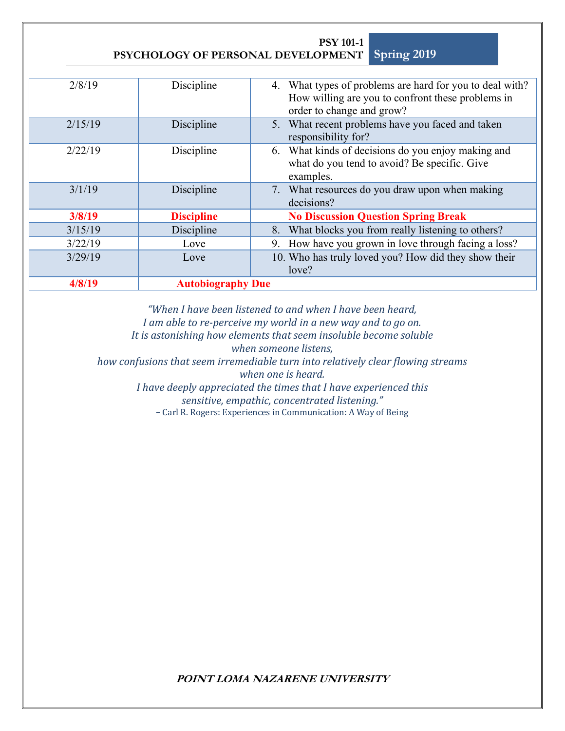| 2/8/19 | Discipline | 4. What types of problems are hard for you to deal with? How willing are you to confront these problems in order to change and grow? |
|---|---|---|
| 2/15/19 | Discipline | 5. What recent problems have you faced and taken responsibility for? |
| 2/22/19 | Discipline | 6. What kinds of decisions do you enjoy making and what do you tend to avoid? Be specific. Give examples. |
| 3/1/19 | Discipline | 7. What resources do you draw upon when making decisions? |
| **3/8/19** | **Discipline** | **No Discussion Question Spring Break** |
| 3/15/19 | Discipline | 8. What blocks you from really listening to others? |
| 3/22/19 | Love | 9. How have you grown in love through facing a loss? |
| 3/29/19 | Love | 10. Who has truly loved you? How did they show their love? |
| **4/8/19** | **Autobiography Due** | |

*"When I have been listened to and when I have been heard,*
*I am able to re-perceive my world in a new way and to go on.*
*It is astonishing how elements that seem insoluble become soluble*
*when someone listens,*
*how confusions that seem irremediable turn into relatively clear flowing streams*
*when one is heard.*
*I have deeply appreciated the times that I have experienced this*
*sensitive, empathic, concentrated listening."*
– Carl R. Rogers: Experiences in Communication: A Way of Being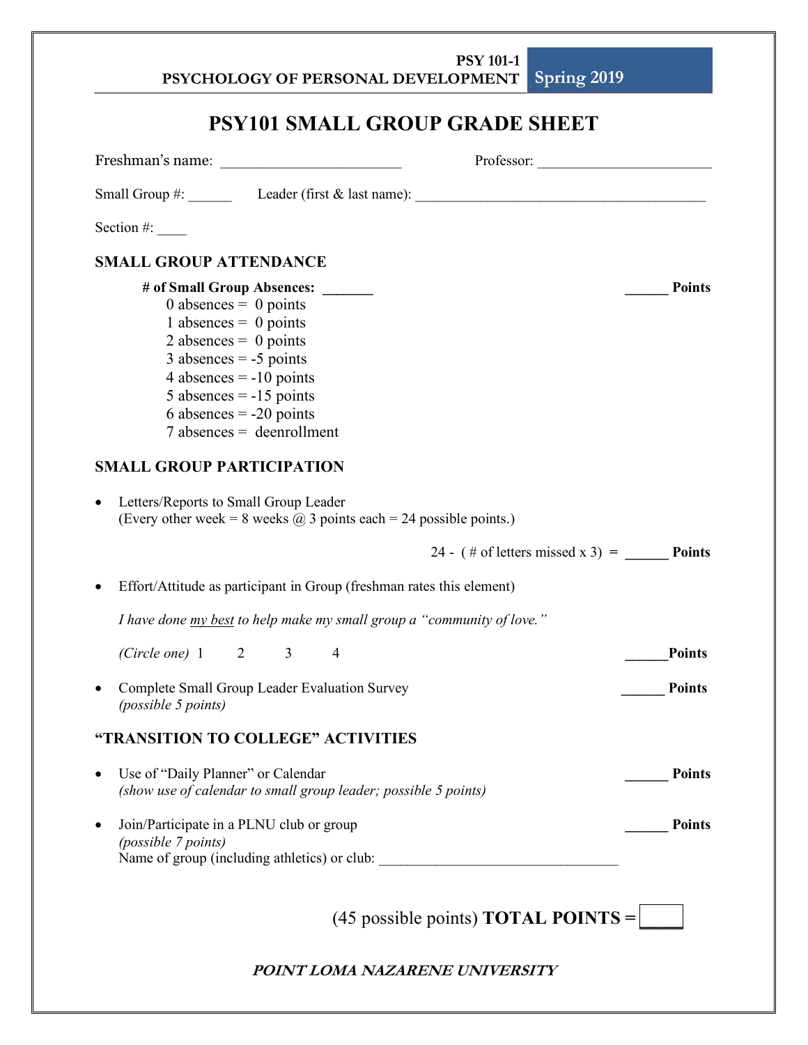**PSY 101-1**
**PSYCHOLOGY OF PERSONAL DEVELOPMENT** Spring 2019

# PSY101 SMALL GROUP GRADE SHEET

Freshman's name: ________________________ Professor: ______________________

Small Group #: ______ Leader (first & last name): ________________________________________

Section #: ____

## SMALL GROUP ATTENDANCE

**# of Small Group Absences: _______** ______ **Points**

0 absences = 0 points
1 absences = 0 points
2 absences = 0 points
3 absences = -5 points
4 absences = -10 points
5 absences = -15 points
6 absences = -20 points
7 absences = deenrollment

## SMALL GROUP PARTICIPATION

- Letters/Reports to Small Group Leader
  (Every other week = 8 weeks @ 3 points each = 24 possible points.)

  24 - ( # of letters missed x 3) = ______ **Points**

- Effort/Attitude as participant in Group (freshman rates this element)

  *I have done my best to help make my small group a "community of love."*

  *(Circle one)* 1 2 3 4 ______**Points**

- Complete Small Group Leader Evaluation Survey ______ **Points**
  *(possible 5 points)*

## "TRANSITION TO COLLEGE" ACTIVITIES

- Use of "Daily Planner" or Calendar ______ **Points**
  *(show use of calendar to small group leader; possible 5 points)*

- Join/Participate in a PLNU club or group ______ **Points**
  *(possible 7 points)*
  Name of group (including athletics) or club: ________________________________

(45 possible points) **TOTAL POINTS =** _____

***POINT LOMA NAZARENE UNIVERSITY***